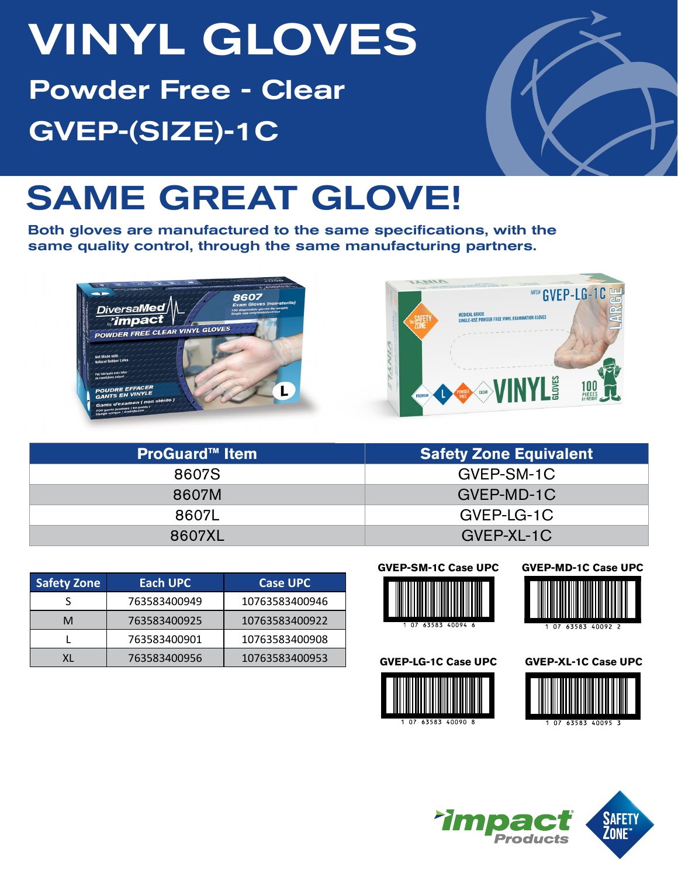# VINYL GLOVES

## Powder Free - Clear

## GVEP-(SIZE)-1C

# SAME GREAT GLOVE!

**Both gloves are manufactured to the same specifications, with the same quality control, through the same manufacturing partners.**

| ProGuard™ Item | Safety Zone Equivalent |
|---|---|
| 8607S | GVEP-SM-1C |
| 8607M | GVEP-MD-1C |
| 8607L | GVEP-LG-1C |
| 8607XL | GVEP-XL-1C |

| Safety Zone | Each UPC | Case UPC |
|---|---|---|
| S | 763583400949 | 10763583400946 |
| M | 763583400925 | 10763583400922 |
| L | 763583400901 | 10763583400908 |
| XL | 763583400956 | 10763583400953 |

**GVEP-SM-1C Case UPC**

1 07 63583 40094 6

**GVEP-MD-1C Case UPC**

1 07 63583 40092 2

**GVEP-LG-1C Case UPC**

1 07 63583 40090 8

**GVEP-XL-1C Case UPC**

1 07 63583 40095 3

Impact Products | Safety Zone™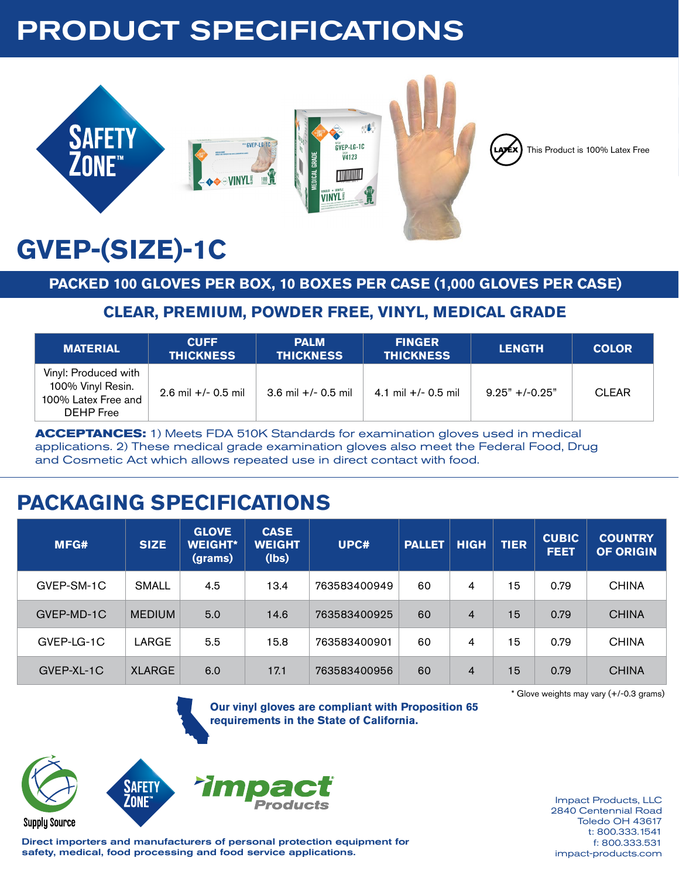# PRODUCT SPECIFICATIONS

This Product is 100% Latex Free

## GVEP-(SIZE)-1C

**PACKED 100 GLOVES PER BOX, 10 BOXES PER CASE (1,000 GLOVES PER CASE)**

**CLEAR, PREMIUM, POWDER FREE, VINYL, MEDICAL GRADE**

| MATERIAL | CUFF THICKNESS | PALM THICKNESS | FINGER THICKNESS | LENGTH | COLOR |
|---|---|---|---|---|---|
| Vinyl: Produced with 100% Vinyl Resin. 100% Latex Free and DEHP Free | 2.6 mil +/- 0.5 mil | 3.6 mil +/- 0.5 mil | 4.1 mil +/- 0.5 mil | 9.25" +/-0.25" | CLEAR |

**ACCEPTANCES:** 1) Meets FDA 510K Standards for examination gloves used in medical applications. 2) These medical grade examination gloves also meet the Federal Food, Drug and Cosmetic Act which allows repeated use in direct contact with food.

## PACKAGING SPECIFICATIONS

| MFG# | SIZE | GLOVE WEIGHT* (grams) | CASE WEIGHT (lbs) | UPC# | PALLET | HIGH | TIER | CUBIC FEET | COUNTRY OF ORIGIN |
|---|---|---|---|---|---|---|---|---|---|
| GVEP-SM-1C | SMALL | 4.5 | 13.4 | 763583400949 | 60 | 4 | 15 | 0.79 | CHINA |
| GVEP-MD-1C | MEDIUM | 5.0 | 14.6 | 763583400925 | 60 | 4 | 15 | 0.79 | CHINA |
| GVEP-LG-1C | LARGE | 5.5 | 15.8 | 763583400901 | 60 | 4 | 15 | 0.79 | CHINA |
| GVEP-XL-1C | XLARGE | 6.0 | 17.1 | 763583400956 | 60 | 4 | 15 | 0.79 | CHINA |

* Glove weights may vary (+/-0.3 grams)

**Our vinyl gloves are compliant with Proposition 65 requirements in the State of California.**

Supply Source

**Direct importers and manufacturers of personal protection equipment for safety, medical, food processing and food service applications.**

Impact Products, LLC
2840 Centennial Road
Toledo OH 43617
t: 800.333.1541
f: 800.333.531
impact-products.com